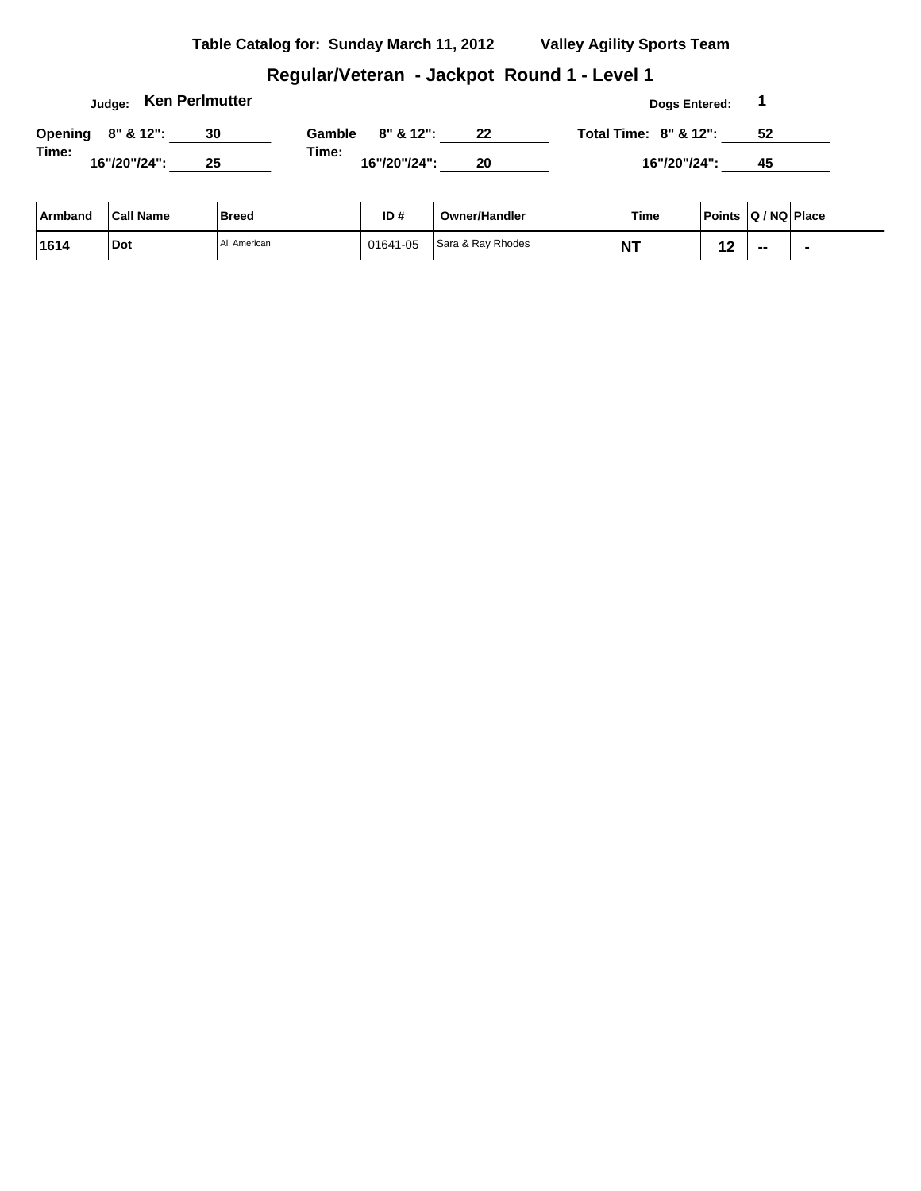**Table Catalog for: Sunday March 11, 2012** **Valley Agility Sports Team**

## Regular/Veteran - Jackpot Round 1 - Level 1

**Judge:** **Ken Perlmutter**

**Dogs Entered:** **1**

**Opening Time:** 8" & 12": **30** | 16"/20"/24": **25**

**Gamble Time:** 8" & 12": **22** | 16"/20"/24": **20**

**Total Time:** 8" & 12": **52** | 16"/20"/24": **45**

| Armband | Call Name | Breed | ID # | Owner/Handler | Time | Points | Q / NQ | Place |
|---|---|---|---|---|---|---|---|---|
| 1614 | Dot | All American | 01641-05 | Sara & Ray Rhodes | NT | 12 | -- | - |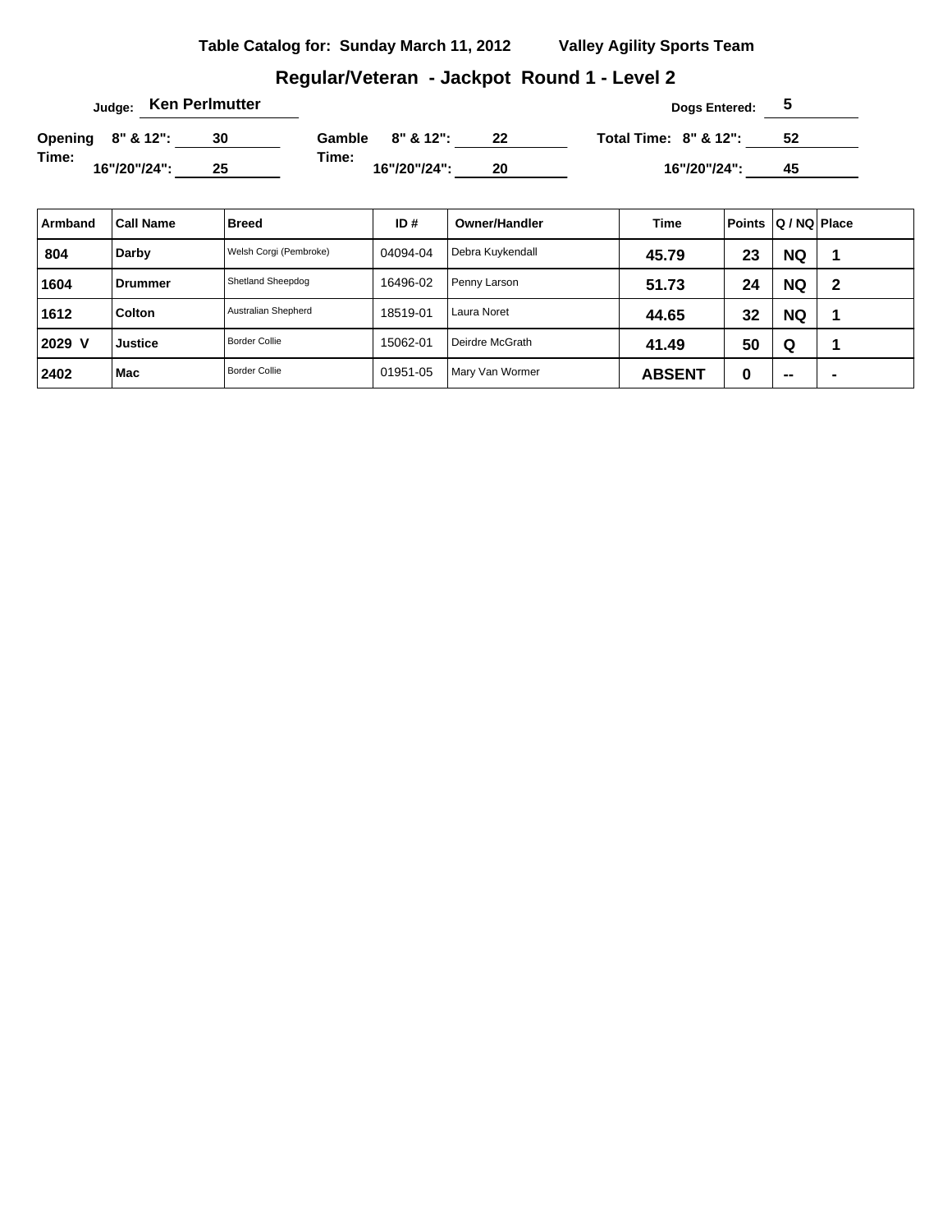**Table Catalog for: Sunday March 11, 2012** **Valley Agility Sports Team**

## Regular/Veteran - Jackpot Round 1 - Level 2

**Judge:** **Ken Perlmutter**

**Dogs Entered:** **5**

| | | | |
|---|---|---|---|
| **Opening Time:** 8" & 12": **30** | **Gamble Time:** 8" & 12": **22** | **Total Time:** 8" & 12": **52** | |
| 16"/20"/24": **25** | 16"/20"/24": **20** | 16"/20"/24": **45** | |

| Armband | Call Name | Breed | ID # | Owner/Handler | Time | Points | Q / NQ | Place |
|---|---|---|---|---|---|---|---|---|
| 804 | Darby | Welsh Corgi (Pembroke) | 04094-04 | Debra Kuykendall | 45.79 | 23 | NQ | 1 |
| 1604 | Drummer | Shetland Sheepdog | 16496-02 | Penny Larson | 51.73 | 24 | NQ | 2 |
| 1612 | Colton | Australian Shepherd | 18519-01 | Laura Noret | 44.65 | 32 | NQ | 1 |
| 2029 V | Justice | Border Collie | 15062-01 | Deirdre McGrath | 41.49 | 50 | Q | 1 |
| 2402 | Mac | Border Collie | 01951-05 | Mary Van Wormer | ABSENT | 0 | -- | - |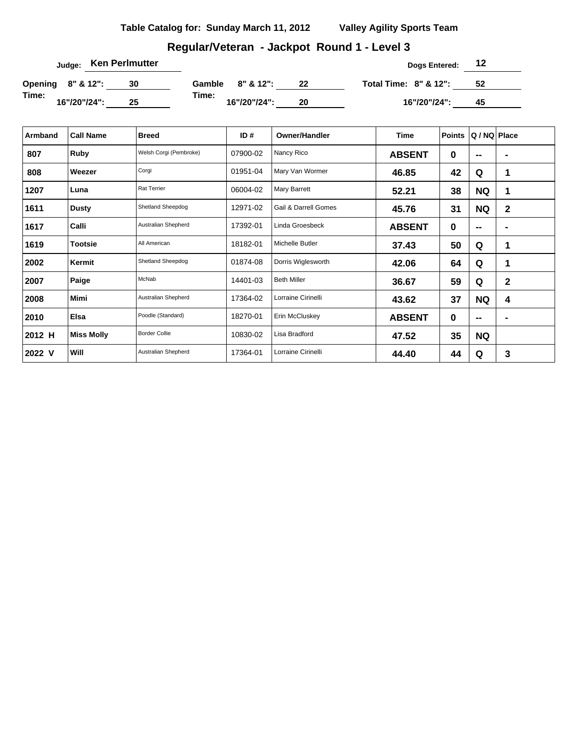**Table Catalog for: Sunday March 11, 2012** **Valley Agility Sports Team**

## Regular/Veteran - Jackpot Round 1 - Level 3

**Judge:** Ken Perlmutter

**Dogs Entered:** 12

| Opening Time: | | Gamble Time: | | Total Time: | |
|---|---|---|---|---|---|
| 8" & 12": | 30 | 8" & 12": | 22 | 8" & 12": | 52 |
| 16"/20"/24": | 25 | 16"/20"/24": | 20 | 16"/20"/24": | 45 |

| Armband | Call Name | Breed | ID # | Owner/Handler | Time | Points | Q / NQ | Place |
|---|---|---|---|---|---|---|---|---|
| 807 | Ruby | Welsh Corgi (Pembroke) | 07900-02 | Nancy Rico | ABSENT | 0 | -- | - |
| 808 | Weezer | Corgi | 01951-04 | Mary Van Wormer | 46.85 | 42 | Q | 1 |
| 1207 | Luna | Rat Terrier | 06004-02 | Mary Barrett | 52.21 | 38 | NQ | 1 |
| 1611 | Dusty | Shetland Sheepdog | 12971-02 | Gail & Darrell Gomes | 45.76 | 31 | NQ | 2 |
| 1617 | Calli | Australian Shepherd | 17392-01 | Linda Groesbeck | ABSENT | 0 | -- | - |
| 1619 | Tootsie | All American | 18182-01 | Michelle Butler | 37.43 | 50 | Q | 1 |
| 2002 | Kermit | Shetland Sheepdog | 01874-08 | Dorris Wiglesworth | 42.06 | 64 | Q | 1 |
| 2007 | Paige | McNab | 14401-03 | Beth Miller | 36.67 | 59 | Q | 2 |
| 2008 | Mimi | Australian Shepherd | 17364-02 | Lorraine Cirinelli | 43.62 | 37 | NQ | 4 |
| 2010 | Elsa | Poodle (Standard) | 18270-01 | Erin McCluskey | ABSENT | 0 | -- | - |
| 2012 H | Miss Molly | Border Collie | 10830-02 | Lisa Bradford | 47.52 | 35 | NQ | |
| 2022 V | Will | Australian Shepherd | 17364-01 | Lorraine Cirinelli | 44.40 | 44 | Q | 3 |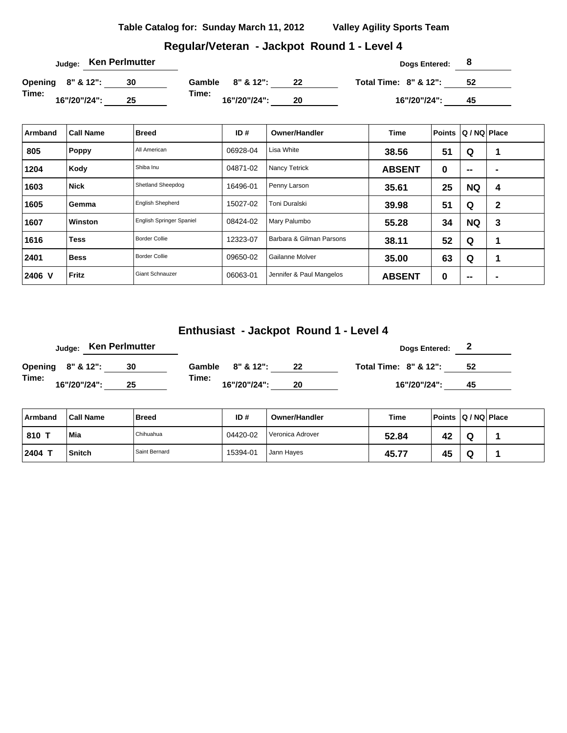**Table Catalog for: Sunday March 11, 2012 Valley Agility Sports Team**

## Regular/Veteran - Jackpot Round 1 - Level 4

Judge: **Ken Perlmutter** Dogs Entered: **8**

| | | | |
|---|---|---|---|
| **Opening Time:** 8" & 12": 30 | **Gamble Time:** 8" & 12": 22 | **Total Time:** 8" & 12": 52 |
| 16"/20"/24": 25 | 16"/20"/24": 20 | 16"/20"/24": 45 |

| Armband | Call Name | Breed | ID # | Owner/Handler | Time | Points | Q / NQ | Place |
|---|---|---|---|---|---|---|---|---|
| 805 | Poppy | All American | 06928-04 | Lisa White | 38.56 | 51 | Q | 1 |
| 1204 | Kody | Shiba Inu | 04871-02 | Nancy Tetrick | ABSENT | 0 | -- | - |
| 1603 | Nick | Shetland Sheepdog | 16496-01 | Penny Larson | 35.61 | 25 | NQ | 4 |
| 1605 | Gemma | English Shepherd | 15027-02 | Toni Duralski | 39.98 | 51 | Q | 2 |
| 1607 | Winston | English Springer Spaniel | 08424-02 | Mary Palumbo | 55.28 | 34 | NQ | 3 |
| 1616 | Tess | Border Collie | 12323-07 | Barbara & Gilman Parsons | 38.11 | 52 | Q | 1 |
| 2401 | Bess | Border Collie | 09650-02 | Gailanne Molver | 35.00 | 63 | Q | 1 |
| 2406 V | Fritz | Giant Schnauzer | 06063-01 | Jennifer & Paul Mangelos | ABSENT | 0 | -- | - |

## Enthusiast - Jackpot Round 1 - Level 4

Judge: **Ken Perlmutter** Dogs Entered: **2**

| | | |
|---|---|---|
| **Opening Time:** 8" & 12": 30 | **Gamble Time:** 8" & 12": 22 | **Total Time:** 8" & 12": 52 |
| 16"/20"/24": 25 | 16"/20"/24": 20 | 16"/20"/24": 45 |

| Armband | Call Name | Breed | ID # | Owner/Handler | Time | Points | Q / NQ | Place |
|---|---|---|---|---|---|---|---|---|
| 810 T | Mia | Chihuahua | 04420-02 | Veronica Adrover | 52.84 | 42 | Q | 1 |
| 2404 T | Snitch | Saint Bernard | 15394-01 | Jann Hayes | 45.77 | 45 | Q | 1 |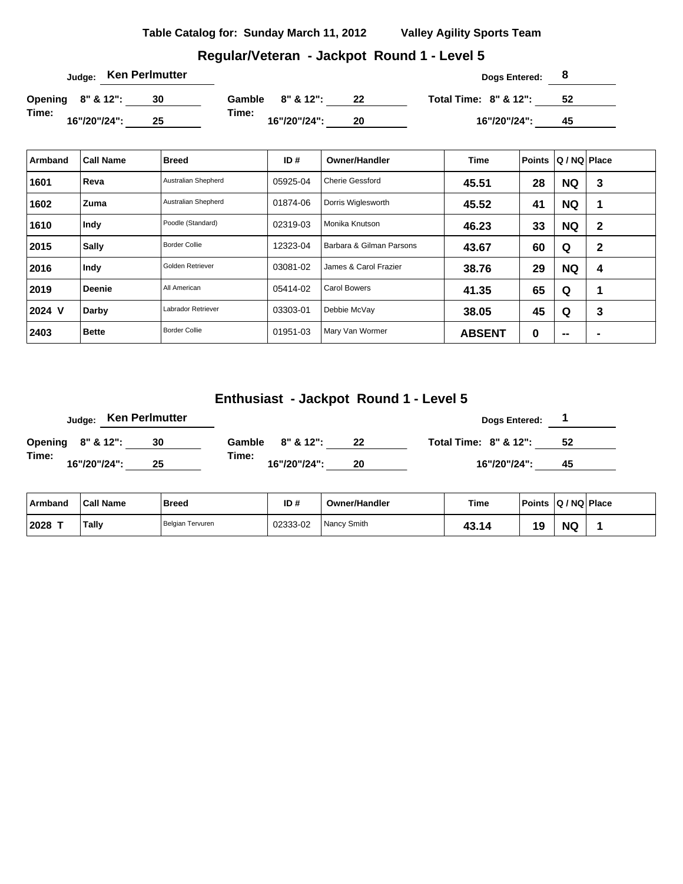**Table Catalog for: Sunday March 11, 2012 Valley Agility Sports Team**

## Regular/Veteran - Jackpot Round 1 - Level 5

**Judge:** Ken Perlmutter **Dogs Entered:** 8

**Opening Time:** 8" & 12": 30 16"/20"/24": 25
**Gamble Time:** 8" & 12": 22 16"/20"/24": 20
**Total Time:** 8" & 12": 52 16"/20"/24": 45

| Armband | Call Name | Breed | ID # | Owner/Handler | Time | Points | Q / NQ | Place |
|---|---|---|---|---|---|---|---|---|
| 1601 | Reva | Australian Shepherd | 05925-04 | Cherie Gessford | 45.51 | 28 | NQ | 3 |
| 1602 | Zuma | Australian Shepherd | 01874-06 | Dorris Wiglesworth | 45.52 | 41 | NQ | 1 |
| 1610 | Indy | Poodle (Standard) | 02319-03 | Monika Knutson | 46.23 | 33 | NQ | 2 |
| 2015 | Sally | Border Collie | 12323-04 | Barbara & Gilman Parsons | 43.67 | 60 | Q | 2 |
| 2016 | Indy | Golden Retriever | 03081-02 | James & Carol Frazier | 38.76 | 29 | NQ | 4 |
| 2019 | Deenie | All American | 05414-02 | Carol Bowers | 41.35 | 65 | Q | 1 |
| 2024 V | Darby | Labrador Retriever | 03303-01 | Debbie McVay | 38.05 | 45 | Q | 3 |
| 2403 | Bette | Border Collie | 01951-03 | Mary Van Wormer | ABSENT | 0 | -- | - |

## Enthusiast - Jackpot Round 1 - Level 5

**Judge:** Ken Perlmutter **Dogs Entered:** 1

**Opening Time:** 8" & 12": 30 16"/20"/24": 25
**Gamble Time:** 8" & 12": 22 16"/20"/24": 20
**Total Time:** 8" & 12": 52 16"/20"/24": 45

| Armband | Call Name | Breed | ID # | Owner/Handler | Time | Points | Q / NQ | Place |
|---|---|---|---|---|---|---|---|---|
| 2028 T | Tally | Belgian Tervuren | 02333-02 | Nancy Smith | 43.14 | 19 | NQ | 1 |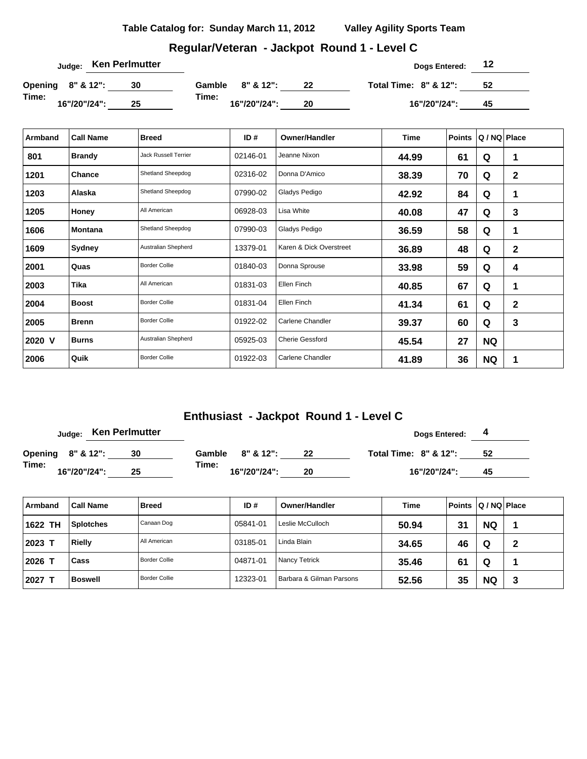Table Catalog for: Sunday March 11, 2012 Valley Agility Sports Team

## Regular/Veteran - Jackpot Round 1 - Level C

Judge: **Ken Perlmutter** Dogs Entered: **12**

**Opening Time:** 8" & 12": **30** 16"/20"/24": **25**

**Gamble Time:** 8" & 12": **22** 16"/20"/24": **20**

**Total Time:** 8" & 12": **52** 16"/20"/24": **45**

| Armband | Call Name | Breed | ID # | Owner/Handler | Time | Points | Q / NQ | Place |
|---|---|---|---|---|---|---|---|---|
| 801 | Brandy | Jack Russell Terrier | 02146-01 | Jeanne Nixon | 44.99 | 61 | Q | 1 |
| 1201 | Chance | Shetland Sheepdog | 02316-02 | Donna D'Amico | 38.39 | 70 | Q | 2 |
| 1203 | Alaska | Shetland Sheepdog | 07990-02 | Gladys Pedigo | 42.92 | 84 | Q | 1 |
| 1205 | Honey | All American | 06928-03 | Lisa White | 40.08 | 47 | Q | 3 |
| 1606 | Montana | Shetland Sheepdog | 07990-03 | Gladys Pedigo | 36.59 | 58 | Q | 1 |
| 1609 | Sydney | Australian Shepherd | 13379-01 | Karen & Dick Overstreet | 36.89 | 48 | Q | 2 |
| 2001 | Quas | Border Collie | 01840-03 | Donna Sprouse | 33.98 | 59 | Q | 4 |
| 2003 | Tika | All American | 01831-03 | Ellen Finch | 40.85 | 67 | Q | 1 |
| 2004 | Boost | Border Collie | 01831-04 | Ellen Finch | 41.34 | 61 | Q | 2 |
| 2005 | Brenn | Border Collie | 01922-02 | Carlene Chandler | 39.37 | 60 | Q | 3 |
| 2020 V | Burns | Australian Shepherd | 05925-03 | Cherie Gessford | 45.54 | 27 | NQ | |
| 2006 | Quik | Border Collie | 01922-03 | Carlene Chandler | 41.89 | 36 | NQ | 1 |

## Enthusiast - Jackpot Round 1 - Level C

Judge: **Ken Perlmutter** Dogs Entered: **4**

**Opening Time:** 8" & 12": **30** 16"/20"/24": **25**

**Gamble Time:** 8" & 12": **22** 16"/20"/24": **20**

**Total Time:** 8" & 12": **52** 16"/20"/24": **45**

| Armband | Call Name | Breed | ID # | Owner/Handler | Time | Points | Q / NQ | Place |
|---|---|---|---|---|---|---|---|---|
| 1622 TH | Splotches | Canaan Dog | 05841-01 | Leslie McCulloch | 50.94 | 31 | NQ | 1 |
| 2023 T | Rielly | All American | 03185-01 | Linda Blain | 34.65 | 46 | Q | 2 |
| 2026 T | Cass | Border Collie | 04871-01 | Nancy Tetrick | 35.46 | 61 | Q | 1 |
| 2027 T | Boswell | Border Collie | 12323-01 | Barbara & Gilman Parsons | 52.56 | 35 | NQ | 3 |